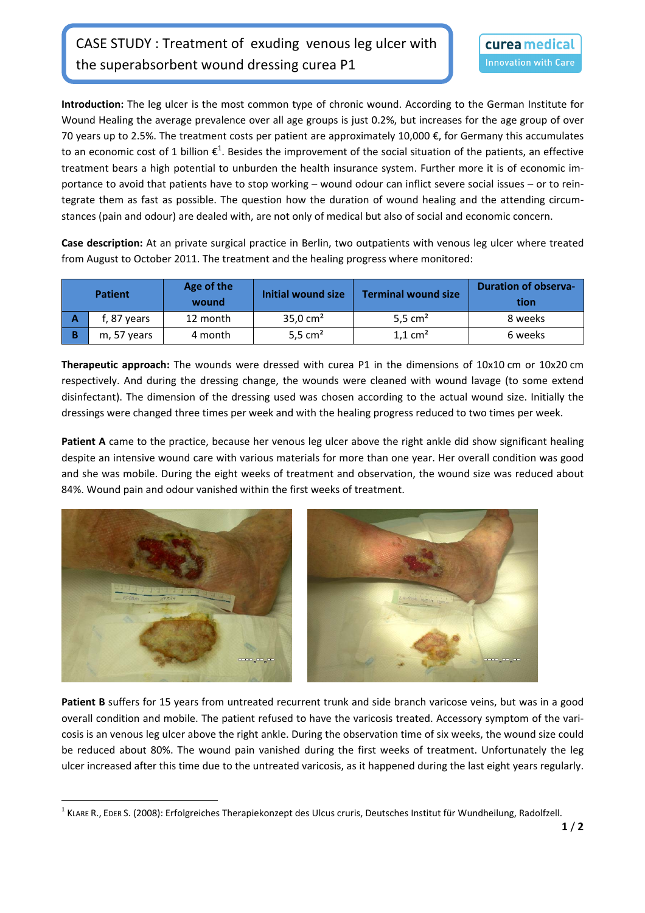# CASE STUDY : Treatment of exuding venous leg ulcer with the superabsorbent wound dressing curea P1

curea medical
Innovation with Care

**Introduction:** The leg ulcer is the most common type of chronic wound. According to the German Institute for Wound Healing the average prevalence over all age groups is just 0.2%, but increases for the age group of over 70 years up to 2.5%. The treatment costs per patient are approximately 10,000 €, for Germany this accumulates to an economic cost of 1 billion €[1]. Besides the improvement of the social situation of the patients, an effective treatment bears a high potential to unburden the health insurance system. Further more it is of economic importance to avoid that patients have to stop working – wound odour can inflict severe social issues – or to reintegrate them as fast as possible. The question how the duration of wound healing and the attending circumstances (pain and odour) are dealed with, are not only of medical but also of social and economic concern.

**Case description:** At an private surgical practice in Berlin, two outpatients with venous leg ulcer where treated from August to October 2011. The treatment and the healing progress where monitored:

| Patient | | Age of the wound | Initial wound size | Terminal wound size | Duration of observation |
|---|---|---|---|---|---|
| A | f, 87 years | 12 month | 35,0 cm² | 5,5 cm² | 8 weeks |
| B | m, 57 years | 4 month | 5,5 cm² | 1,1 cm² | 6 weeks |

**Therapeutic approach:** The wounds were dressed with curea P1 in the dimensions of 10x10 cm or 10x20 cm respectively. And during the dressing change, the wounds were cleaned with wound lavage (to some extend disinfectant). The dimension of the dressing used was chosen according to the actual wound size. Initially the dressings were changed three times per week and with the healing progress reduced to two times per week.

**Patient A** came to the practice, because her venous leg ulcer above the right ankle did show significant healing despite an intensive wound care with various materials for more than one year. Her overall condition was good and she was mobile. During the eight weeks of treatment and observation, the wound size was reduced about 84%. Wound pain and odour vanished within the first weeks of treatment.

**Patient B** suffers for 15 years from untreated recurrent trunk and side branch varicose veins, but was in a good overall condition and mobile. The patient refused to have the varicosis treated. Accessory symptom of the varicosis is an venous leg ulcer above the right ankle. During the observation time of six weeks, the wound size could be reduced about 80%. The wound pain vanished during the first weeks of treatment. Unfortunately the leg ulcer increased after this time due to the untreated varicosis, as it happened during the last eight years regularly.

[1] Klare R., Eder S. (2008): Erfolgreiches Therapiekonzept des Ulcus cruris, Deutsches Institut für Wundheilung, Radolfzell.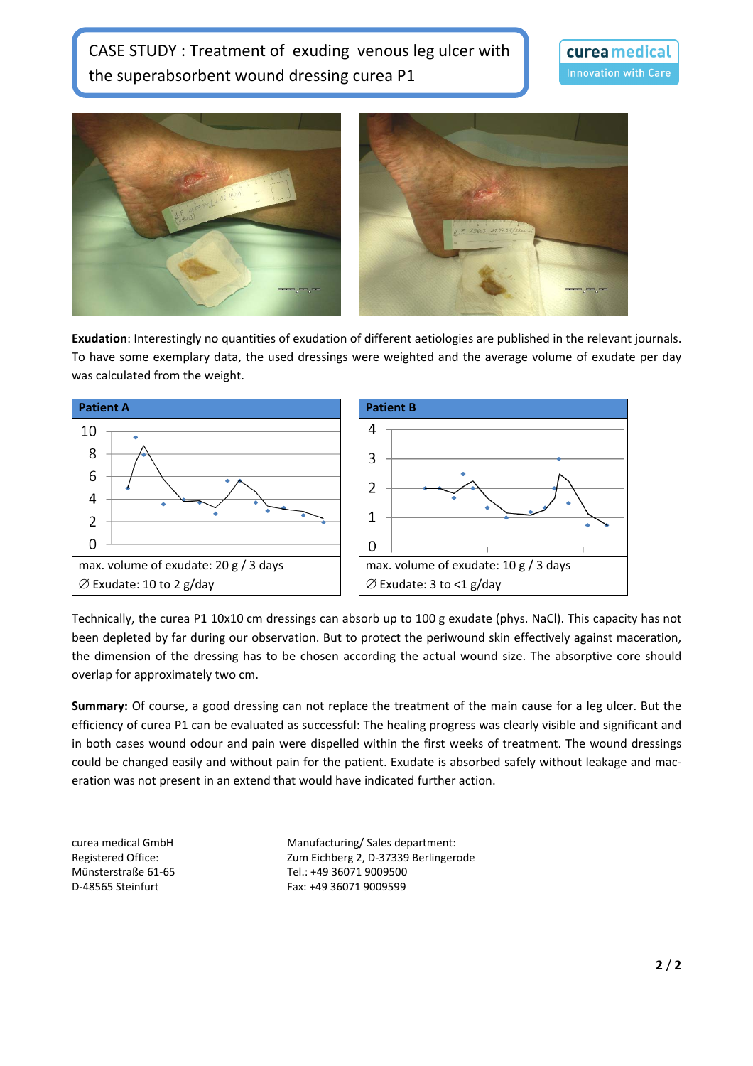# CASE STUDY : Treatment of exuding venous leg ulcer with the superabsorbent wound dressing curea P1

curea medical
Innovation with Care

**Exudation**: Interestingly no quantities of exudation of different aetiologies are published in the relevant journals. To have some exemplary data, the used dressings were weighted and the average volume of exudate per day was calculated from the weight.

**Patient A**

10
8
6
4
2
0

max. volume of exudate: 20 g / 3 days
∅ Exudate: 10 to 2 g/day

**Patient B**

4
3
2
1
0

max. volume of exudate: 10 g / 3 days
∅ Exudate: 3 to <1 g/day

Technically, the curea P1 10x10 cm dressings can absorb up to 100 g exudate (phys. NaCl). This capacity has not been depleted by far during our observation. But to protect the periwound skin effectively against maceration, the dimension of the dressing has to be chosen according the actual wound size. The absorptive core should overlap for approximately two cm.

**Summary:** Of course, a good dressing can not replace the treatment of the main cause for a leg ulcer. But the efficiency of curea P1 can be evaluated as successful: The healing progress was clearly visible and significant and in both cases wound odour and pain were dispelled within the first weeks of treatment. The wound dressings could be changed easily and without pain for the patient. Exudate is absorbed safely without leakage and maceration was not present in an extend that would have indicated further action.

curea medical GmbH
Registered Office:
Münsterstraße 61-65
D-48565 Steinfurt

Manufacturing/ Sales department:
Zum Eichberg 2, D-37339 Berlingerode
Tel.: +49 36071 9009500
Fax: +49 36071 9009599